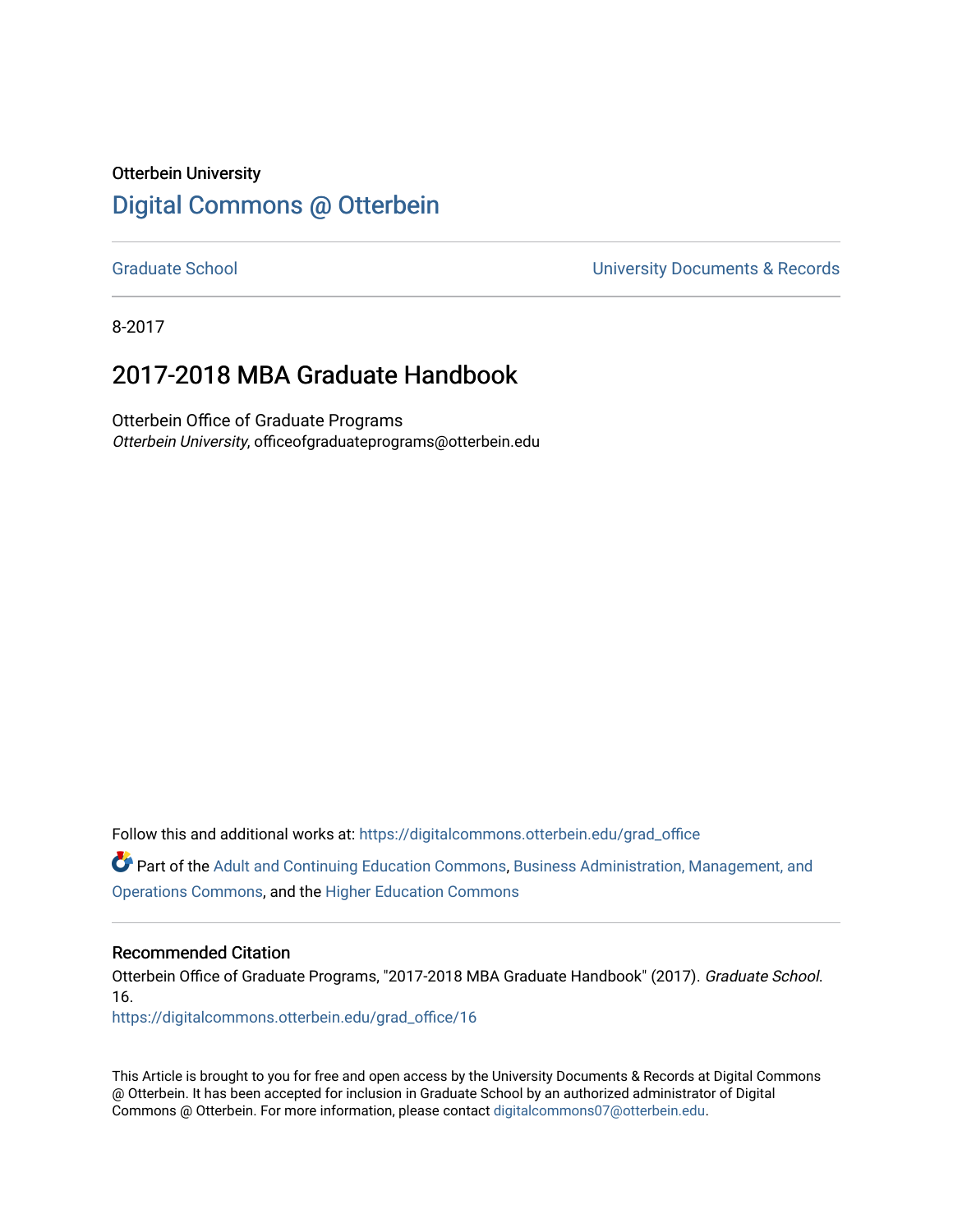Otterbein University

# Digital Commons @ Otterbein

Graduate School | University Documents & Records

8-2017

## 2017-2018 MBA Graduate Handbook

Otterbein Office of Graduate Programs
*Otterbein University*, officeofgraduateprograms@otterbein.edu

Follow this and additional works at: https://digitalcommons.otterbein.edu/grad_office

Part of the Adult and Continuing Education Commons, Business Administration, Management, and Operations Commons, and the Higher Education Commons

### Recommended Citation

Otterbein Office of Graduate Programs, "2017-2018 MBA Graduate Handbook" (2017). *Graduate School*. 16.
https://digitalcommons.otterbein.edu/grad_office/16

This Article is brought to you for free and open access by the University Documents & Records at Digital Commons @ Otterbein. It has been accepted for inclusion in Graduate School by an authorized administrator of Digital Commons @ Otterbein. For more information, please contact digitalcommons07@otterbein.edu.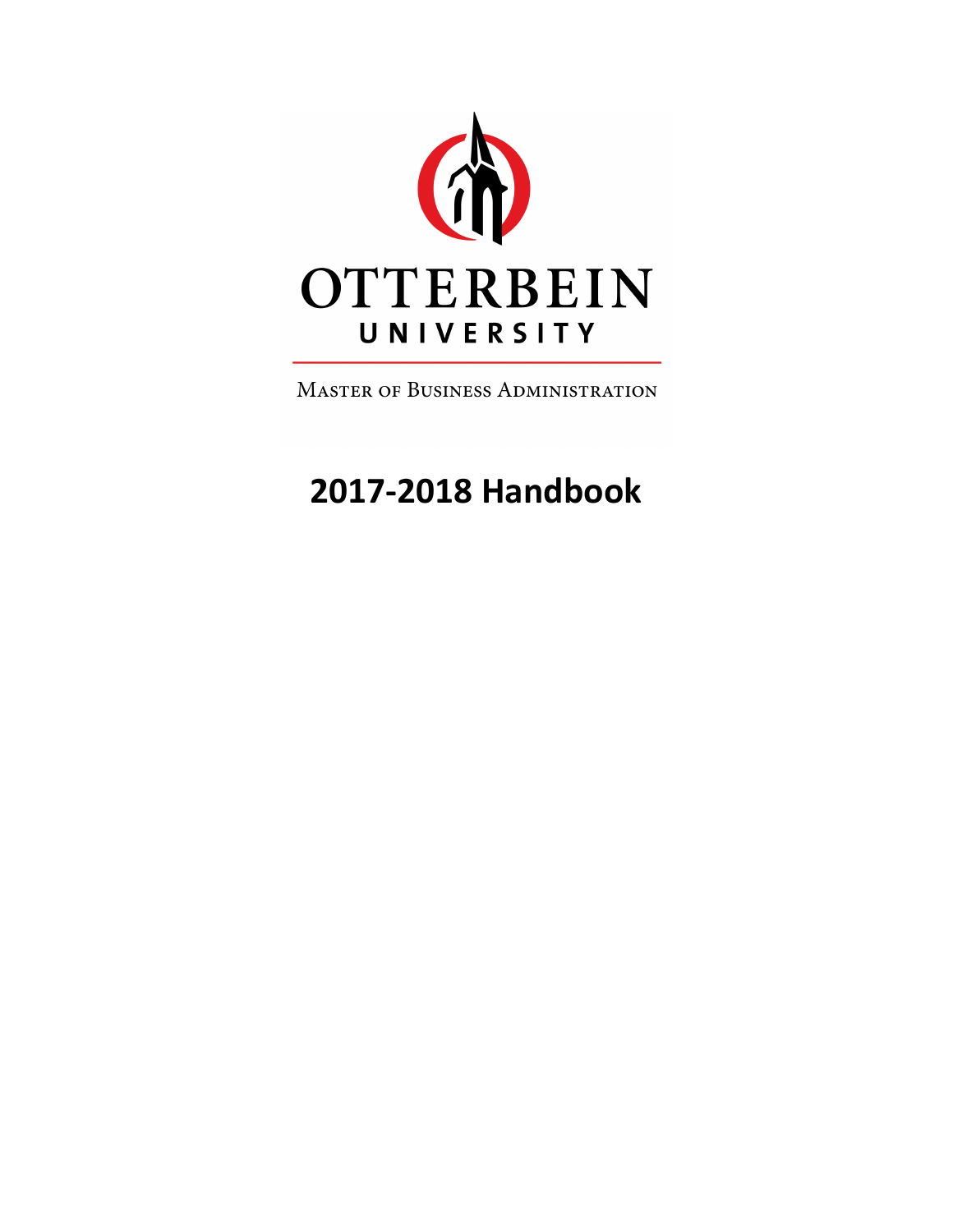# OTTERBEIN UNIVERSITY

MASTER OF BUSINESS ADMINISTRATION

# 2017-2018 Handbook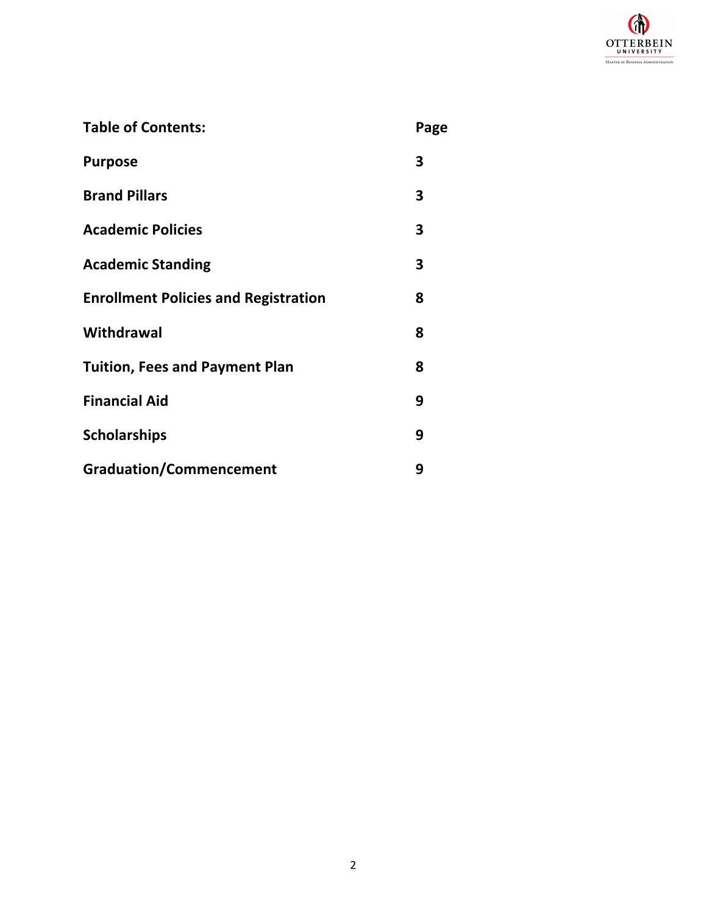| **Table of Contents:** | **Page** |
| --- | --- |
| **Purpose** | **3** |
| **Brand Pillars** | **3** |
| **Academic Policies** | **3** |
| **Academic Standing** | **3** |
| **Enrollment Policies and Registration** | **8** |
| **Withdrawal** | **8** |
| **Tuition, Fees and Payment Plan** | **8** |
| **Financial Aid** | **9** |
| **Scholarships** | **9** |
| **Graduation/Commencement** | **9** |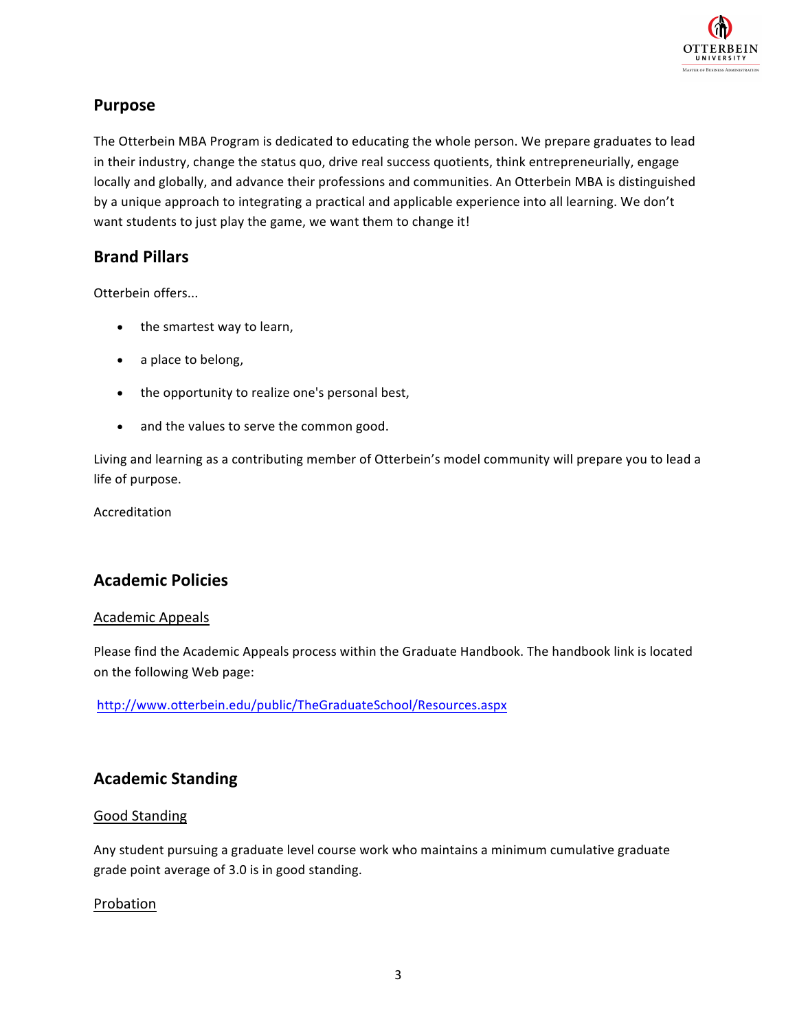## Purpose

The Otterbein MBA Program is dedicated to educating the whole person. We prepare graduates to lead in their industry, change the status quo, drive real success quotients, think entrepreneurially, engage locally and globally, and advance their professions and communities. An Otterbein MBA is distinguished by a unique approach to integrating a practical and applicable experience into all learning. We don't want students to just play the game, we want them to change it!

## Brand Pillars

Otterbein offers...

- the smartest way to learn,
- a place to belong,
- the opportunity to realize one's personal best,
- and the values to serve the common good.

Living and learning as a contributing member of Otterbein's model community will prepare you to lead a life of purpose.

Accreditation

## Academic Policies

Academic Appeals

Please find the Academic Appeals process within the Graduate Handbook. The handbook link is located on the following Web page:

http://www.otterbein.edu/public/TheGraduateSchool/Resources.aspx

## Academic Standing

Good Standing

Any student pursuing a graduate level course work who maintains a minimum cumulative graduate grade point average of 3.0 is in good standing.

Probation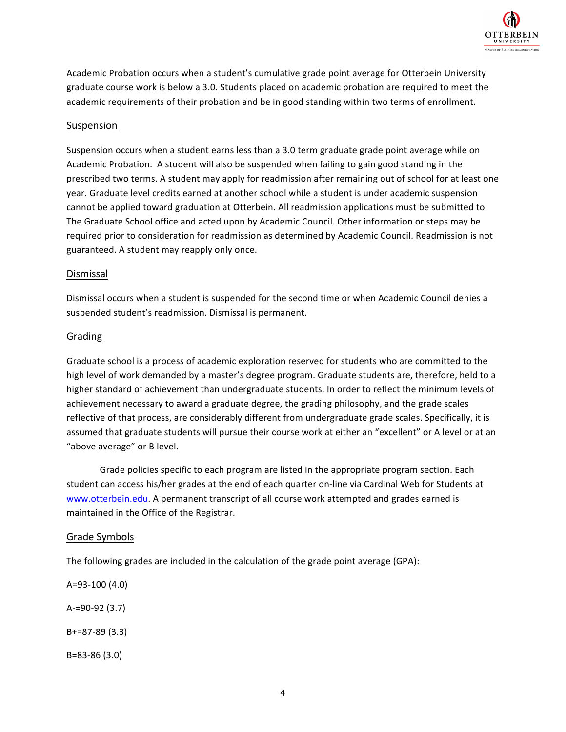Academic Probation occurs when a student's cumulative grade point average for Otterbein University graduate course work is below a 3.0. Students placed on academic probation are required to meet the academic requirements of their probation and be in good standing within two terms of enrollment.

## Suspension

Suspension occurs when a student earns less than a 3.0 term graduate grade point average while on Academic Probation. A student will also be suspended when failing to gain good standing in the prescribed two terms. A student may apply for readmission after remaining out of school for at least one year. Graduate level credits earned at another school while a student is under academic suspension cannot be applied toward graduation at Otterbein. All readmission applications must be submitted to The Graduate School office and acted upon by Academic Council. Other information or steps may be required prior to consideration for readmission as determined by Academic Council. Readmission is not guaranteed. A student may reapply only once.

## Dismissal

Dismissal occurs when a student is suspended for the second time or when Academic Council denies a suspended student's readmission. Dismissal is permanent.

## Grading

Graduate school is a process of academic exploration reserved for students who are committed to the high level of work demanded by a master's degree program. Graduate students are, therefore, held to a higher standard of achievement than undergraduate students. In order to reflect the minimum levels of achievement necessary to award a graduate degree, the grading philosophy, and the grade scales reflective of that process, are considerably different from undergraduate grade scales. Specifically, it is assumed that graduate students will pursue their course work at either an "excellent" or A level or at an "above average" or B level.

Grade policies specific to each program are listed in the appropriate program section. Each student can access his/her grades at the end of each quarter on-line via Cardinal Web for Students at www.otterbein.edu. A permanent transcript of all course work attempted and grades earned is maintained in the Office of the Registrar.

## Grade Symbols

The following grades are included in the calculation of the grade point average (GPA):

A=93-100 (4.0)

A-=90-92 (3.7)

B+=87-89 (3.3)

B=83-86 (3.0)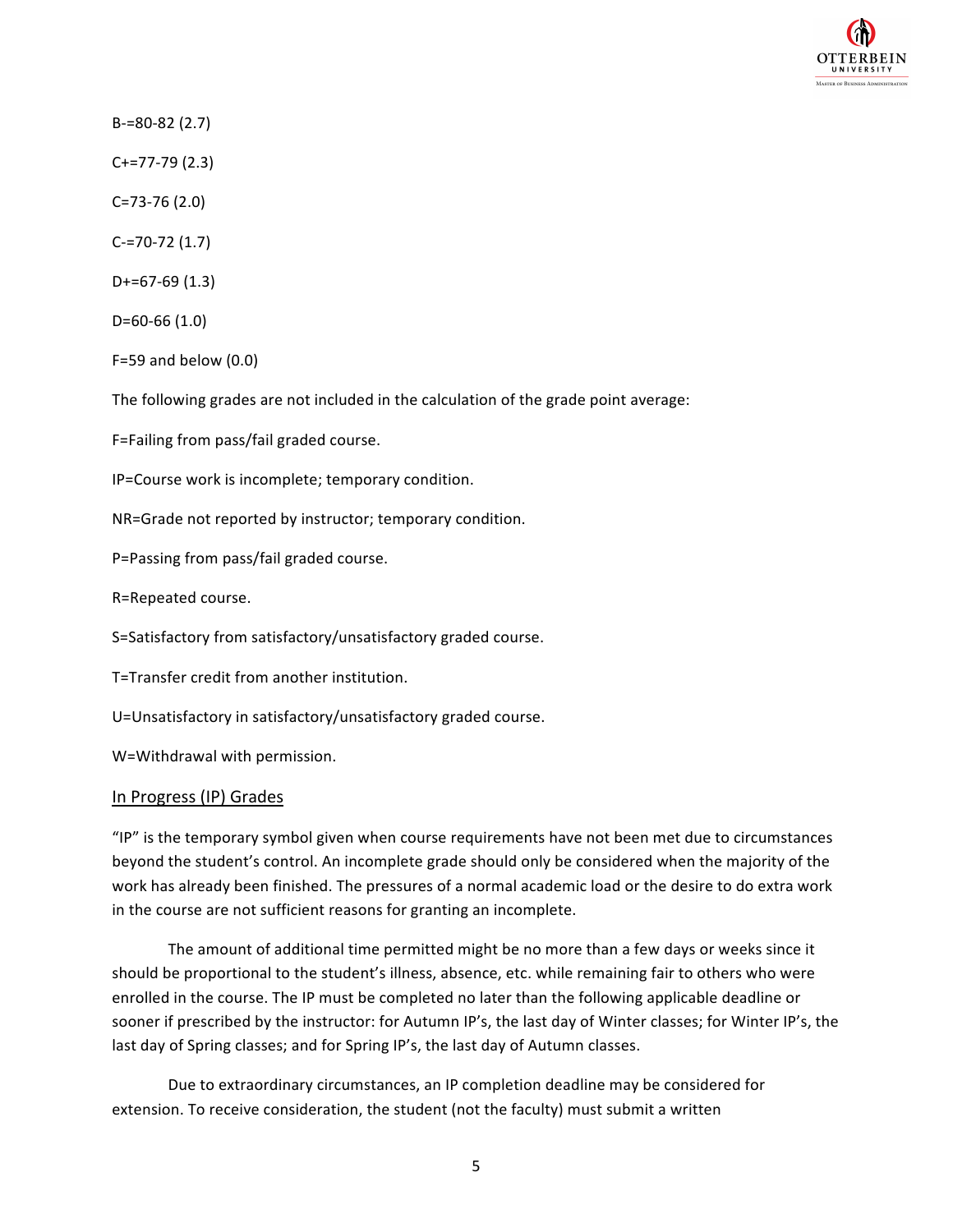B-=80-82 (2.7)

C+=77-79 (2.3)

C=73-76 (2.0)

C-=70-72 (1.7)

D+=67-69 (1.3)

D=60-66 (1.0)

F=59 and below (0.0)

The following grades are not included in the calculation of the grade point average:

F=Failing from pass/fail graded course.

IP=Course work is incomplete; temporary condition.

NR=Grade not reported by instructor; temporary condition.

P=Passing from pass/fail graded course.

R=Repeated course.

S=Satisfactory from satisfactory/unsatisfactory graded course.

T=Transfer credit from another institution.

U=Unsatisfactory in satisfactory/unsatisfactory graded course.

W=Withdrawal with permission.

## In Progress (IP) Grades

"IP" is the temporary symbol given when course requirements have not been met due to circumstances beyond the student's control. An incomplete grade should only be considered when the majority of the work has already been finished. The pressures of a normal academic load or the desire to do extra work in the course are not sufficient reasons for granting an incomplete.

The amount of additional time permitted might be no more than a few days or weeks since it should be proportional to the student's illness, absence, etc. while remaining fair to others who were enrolled in the course. The IP must be completed no later than the following applicable deadline or sooner if prescribed by the instructor: for Autumn IP's, the last day of Winter classes; for Winter IP's, the last day of Spring classes; and for Spring IP's, the last day of Autumn classes.

Due to extraordinary circumstances, an IP completion deadline may be considered for extension. To receive consideration, the student (not the faculty) must submit a written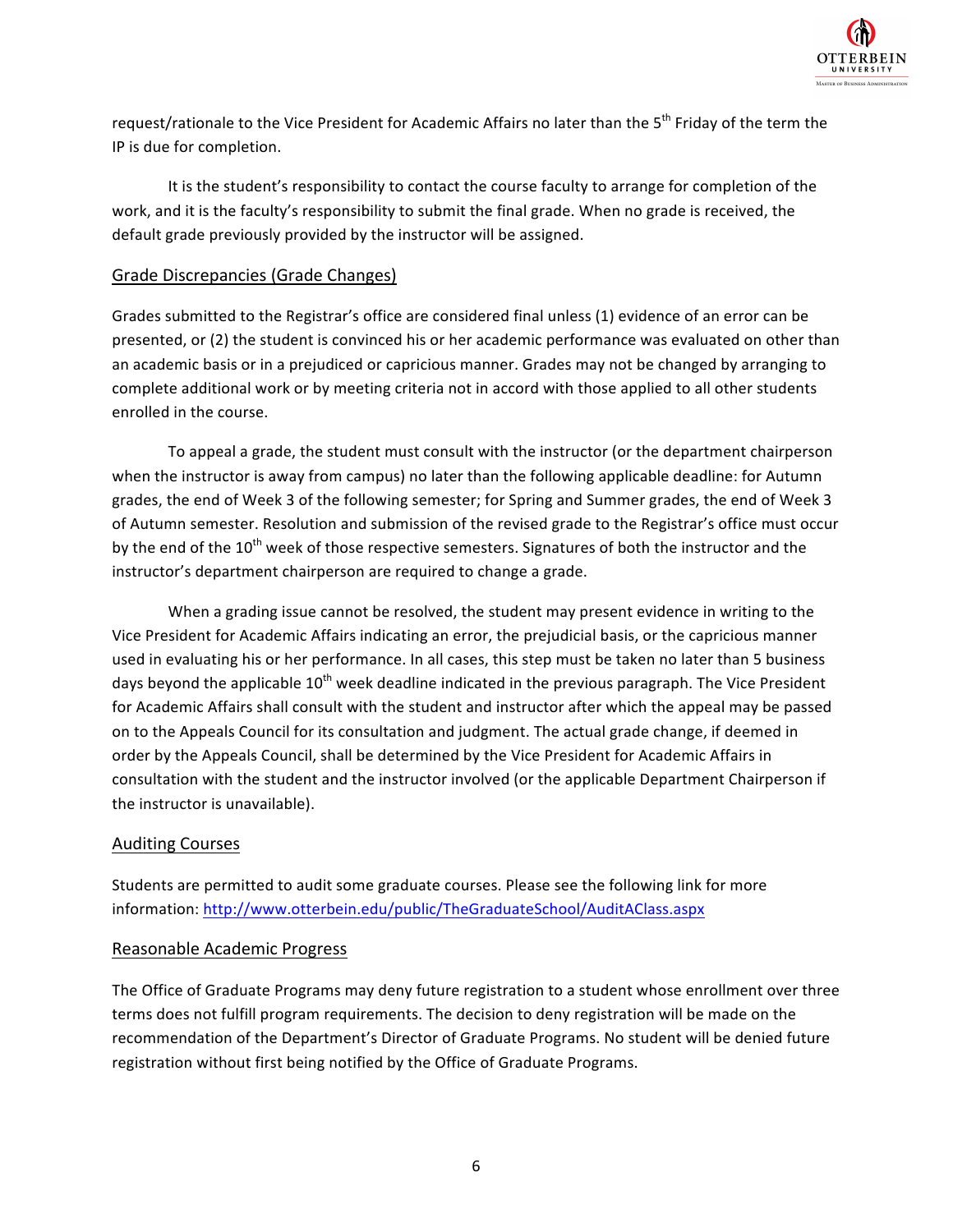request/rationale to the Vice President for Academic Affairs no later than the 5th Friday of the term the IP is due for completion.

It is the student's responsibility to contact the course faculty to arrange for completion of the work, and it is the faculty's responsibility to submit the final grade. When no grade is received, the default grade previously provided by the instructor will be assigned.

## Grade Discrepancies (Grade Changes)

Grades submitted to the Registrar's office are considered final unless (1) evidence of an error can be presented, or (2) the student is convinced his or her academic performance was evaluated on other than an academic basis or in a prejudiced or capricious manner. Grades may not be changed by arranging to complete additional work or by meeting criteria not in accord with those applied to all other students enrolled in the course.

To appeal a grade, the student must consult with the instructor (or the department chairperson when the instructor is away from campus) no later than the following applicable deadline: for Autumn grades, the end of Week 3 of the following semester; for Spring and Summer grades, the end of Week 3 of Autumn semester. Resolution and submission of the revised grade to the Registrar's office must occur by the end of the 10th week of those respective semesters. Signatures of both the instructor and the instructor's department chairperson are required to change a grade.

When a grading issue cannot be resolved, the student may present evidence in writing to the Vice President for Academic Affairs indicating an error, the prejudicial basis, or the capricious manner used in evaluating his or her performance. In all cases, this step must be taken no later than 5 business days beyond the applicable 10th week deadline indicated in the previous paragraph. The Vice President for Academic Affairs shall consult with the student and instructor after which the appeal may be passed on to the Appeals Council for its consultation and judgment. The actual grade change, if deemed in order by the Appeals Council, shall be determined by the Vice President for Academic Affairs in consultation with the student and the instructor involved (or the applicable Department Chairperson if the instructor is unavailable).

## Auditing Courses

Students are permitted to audit some graduate courses. Please see the following link for more information: http://www.otterbein.edu/public/TheGraduateSchool/AuditAClass.aspx

## Reasonable Academic Progress

The Office of Graduate Programs may deny future registration to a student whose enrollment over three terms does not fulfill program requirements. The decision to deny registration will be made on the recommendation of the Department's Director of Graduate Programs. No student will be denied future registration without first being notified by the Office of Graduate Programs.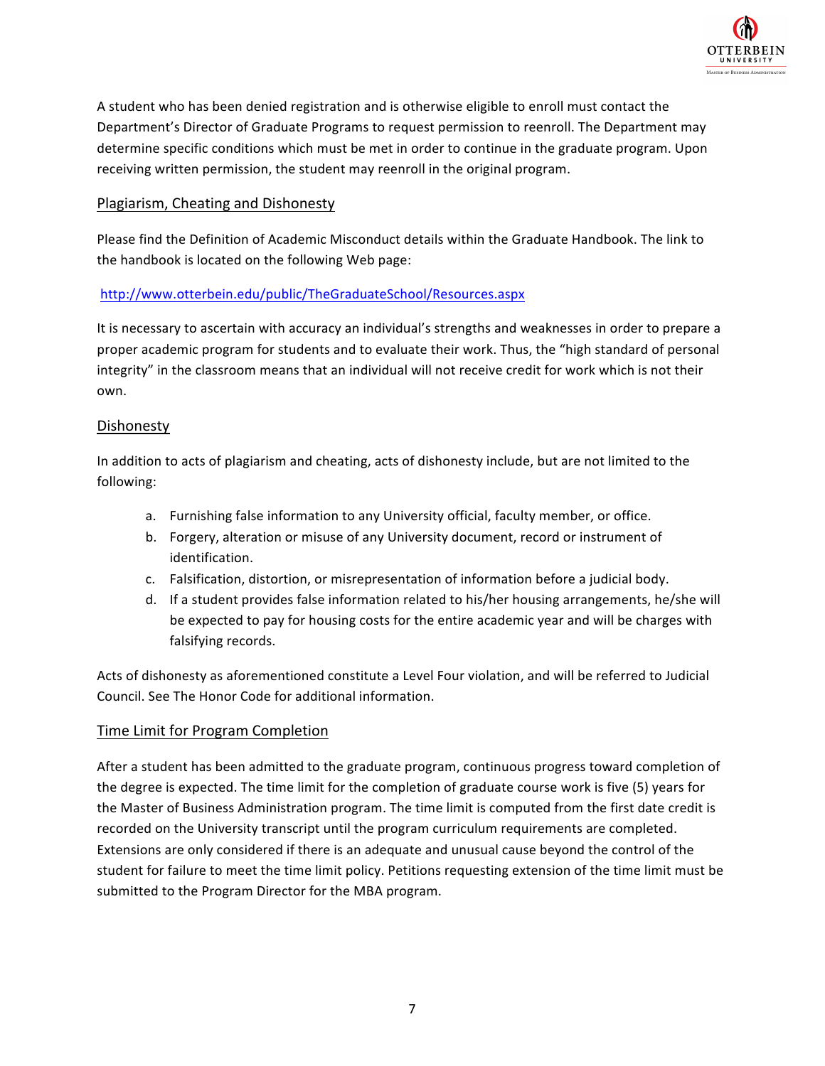A student who has been denied registration and is otherwise eligible to enroll must contact the Department's Director of Graduate Programs to request permission to reenroll. The Department may determine specific conditions which must be met in order to continue in the graduate program. Upon receiving written permission, the student may reenroll in the original program.

## Plagiarism, Cheating and Dishonesty

Please find the Definition of Academic Misconduct details within the Graduate Handbook. The link to the handbook is located on the following Web page:

http://www.otterbein.edu/public/TheGraduateSchool/Resources.aspx

It is necessary to ascertain with accuracy an individual's strengths and weaknesses in order to prepare a proper academic program for students and to evaluate their work. Thus, the "high standard of personal integrity" in the classroom means that an individual will not receive credit for work which is not their own.

## Dishonesty

In addition to acts of plagiarism and cheating, acts of dishonesty include, but are not limited to the following:

a. Furnishing false information to any University official, faculty member, or office.
b. Forgery, alteration or misuse of any University document, record or instrument of identification.
c. Falsification, distortion, or misrepresentation of information before a judicial body.
d. If a student provides false information related to his/her housing arrangements, he/she will be expected to pay for housing costs for the entire academic year and will be charges with falsifying records.

Acts of dishonesty as aforementioned constitute a Level Four violation, and will be referred to Judicial Council. See The Honor Code for additional information.

## Time Limit for Program Completion

After a student has been admitted to the graduate program, continuous progress toward completion of the degree is expected. The time limit for the completion of graduate course work is five (5) years for the Master of Business Administration program. The time limit is computed from the first date credit is recorded on the University transcript until the program curriculum requirements are completed. Extensions are only considered if there is an adequate and unusual cause beyond the control of the student for failure to meet the time limit policy. Petitions requesting extension of the time limit must be submitted to the Program Director for the MBA program.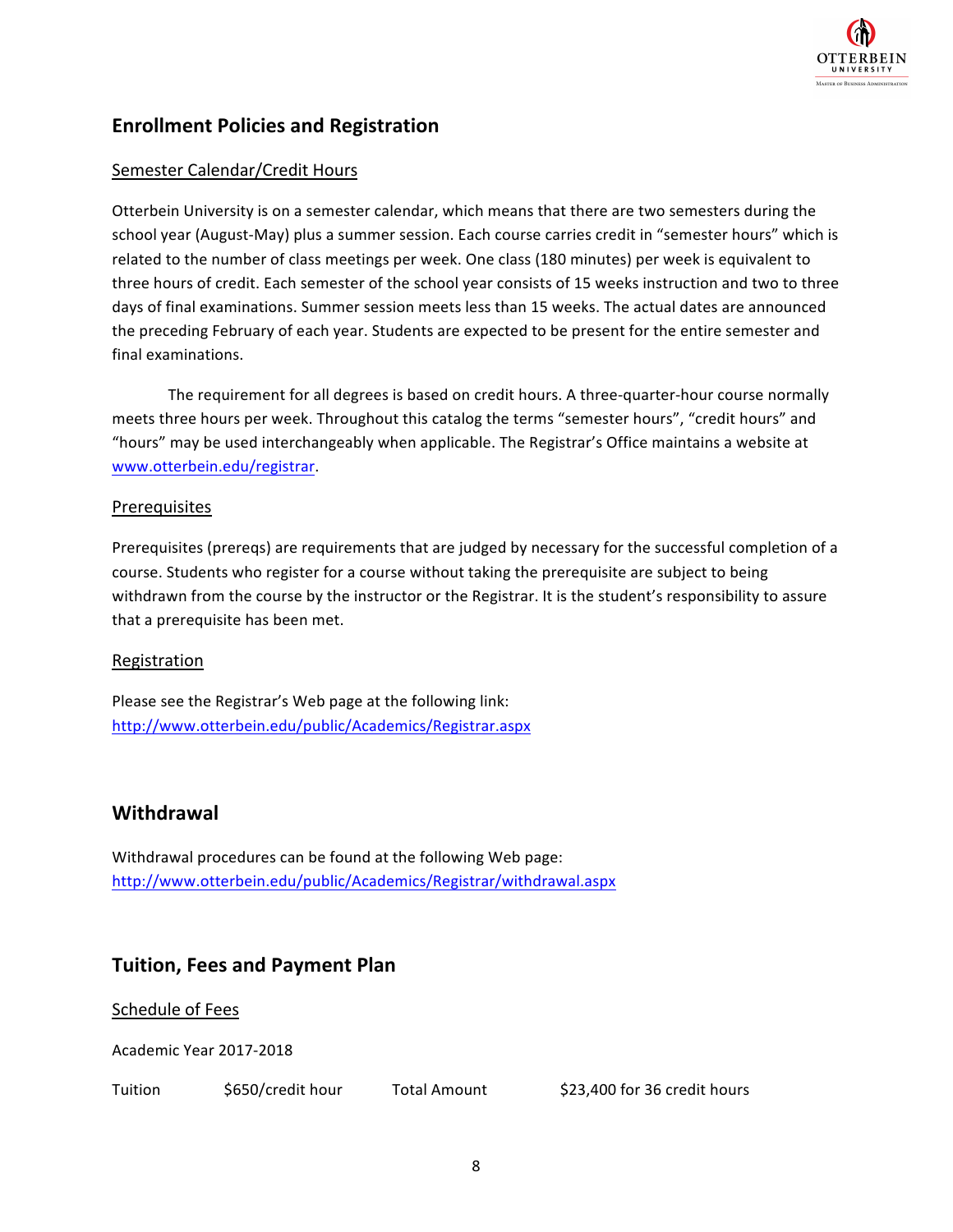## Enrollment Policies and Registration

### Semester Calendar/Credit Hours

Otterbein University is on a semester calendar, which means that there are two semesters during the school year (August-May) plus a summer session. Each course carries credit in "semester hours" which is related to the number of class meetings per week. One class (180 minutes) per week is equivalent to three hours of credit. Each semester of the school year consists of 15 weeks instruction and two to three days of final examinations. Summer session meets less than 15 weeks. The actual dates are announced the preceding February of each year. Students are expected to be present for the entire semester and final examinations.

The requirement for all degrees is based on credit hours. A three-quarter-hour course normally meets three hours per week. Throughout this catalog the terms "semester hours", "credit hours" and "hours" may be used interchangeably when applicable. The Registrar's Office maintains a website at www.otterbein.edu/registrar.

### Prerequisites

Prerequisites (prereqs) are requirements that are judged by necessary for the successful completion of a course. Students who register for a course without taking the prerequisite are subject to being withdrawn from the course by the instructor or the Registrar. It is the student's responsibility to assure that a prerequisite has been met.

### Registration

Please see the Registrar's Web page at the following link:
http://www.otterbein.edu/public/Academics/Registrar.aspx

## Withdrawal

Withdrawal procedures can be found at the following Web page:
http://www.otterbein.edu/public/Academics/Registrar/withdrawal.aspx

## Tuition, Fees and Payment Plan

### Schedule of Fees

Academic Year 2017-2018

| Tuition | $650/credit hour | Total Amount | $23,400 for 36 credit hours |
|---|---|---|---|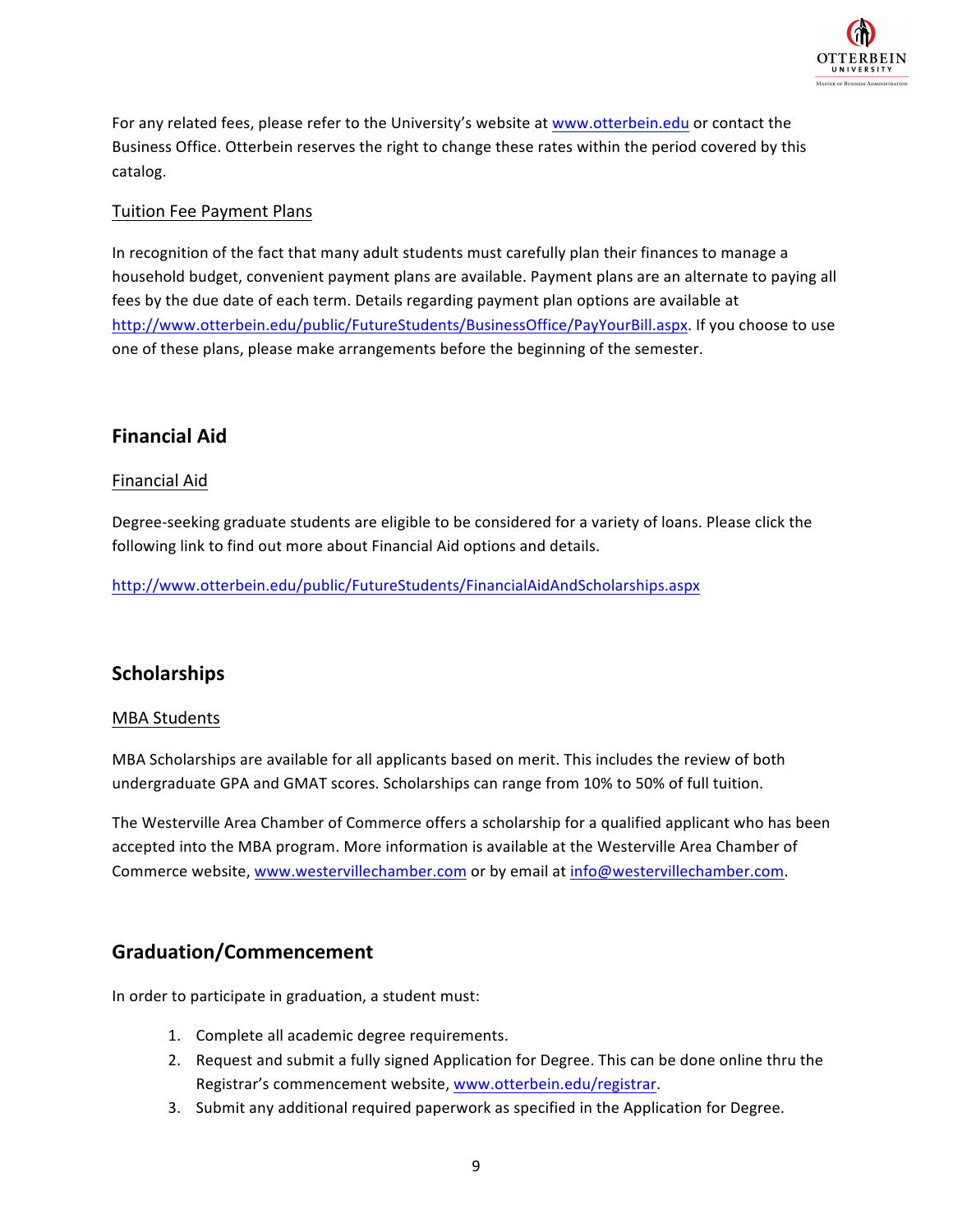For any related fees, please refer to the University's website at www.otterbein.edu or contact the Business Office. Otterbein reserves the right to change these rates within the period covered by this catalog.

Tuition Fee Payment Plans

In recognition of the fact that many adult students must carefully plan their finances to manage a household budget, convenient payment plans are available. Payment plans are an alternate to paying all fees by the due date of each term. Details regarding payment plan options are available at http://www.otterbein.edu/public/FutureStudents/BusinessOffice/PayYourBill.aspx. If you choose to use one of these plans, please make arrangements before the beginning of the semester.

## Financial Aid

Financial Aid

Degree-seeking graduate students are eligible to be considered for a variety of loans. Please click the following link to find out more about Financial Aid options and details.

http://www.otterbein.edu/public/FutureStudents/FinancialAidAndScholarships.aspx

## Scholarships

MBA Students

MBA Scholarships are available for all applicants based on merit. This includes the review of both undergraduate GPA and GMAT scores. Scholarships can range from 10% to 50% of full tuition.

The Westerville Area Chamber of Commerce offers a scholarship for a qualified applicant who has been accepted into the MBA program. More information is available at the Westerville Area Chamber of Commerce website, www.westervillechamber.com or by email at info@westervillechamber.com.

## Graduation/Commencement

In order to participate in graduation, a student must:

1. Complete all academic degree requirements.
2. Request and submit a fully signed Application for Degree. This can be done online thru the Registrar's commencement website, www.otterbein.edu/registrar.
3. Submit any additional required paperwork as specified in the Application for Degree.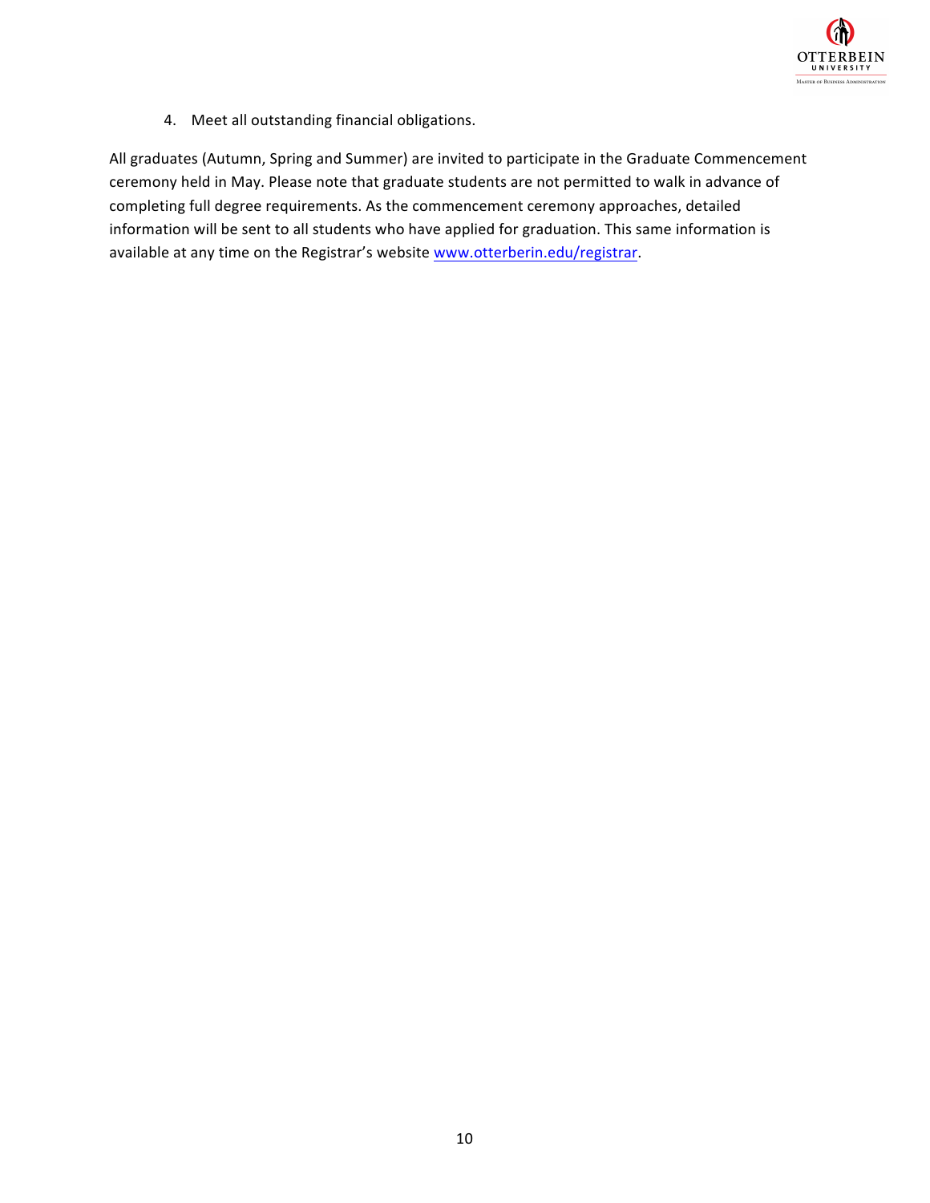4. Meet all outstanding financial obligations.

All graduates (Autumn, Spring and Summer) are invited to participate in the Graduate Commencement ceremony held in May. Please note that graduate students are not permitted to walk in advance of completing full degree requirements. As the commencement ceremony approaches, detailed information will be sent to all students who have applied for graduation. This same information is available at any time on the Registrar's website [www.otterbein.edu/registrar](http://www.otterbein.edu/registrar).